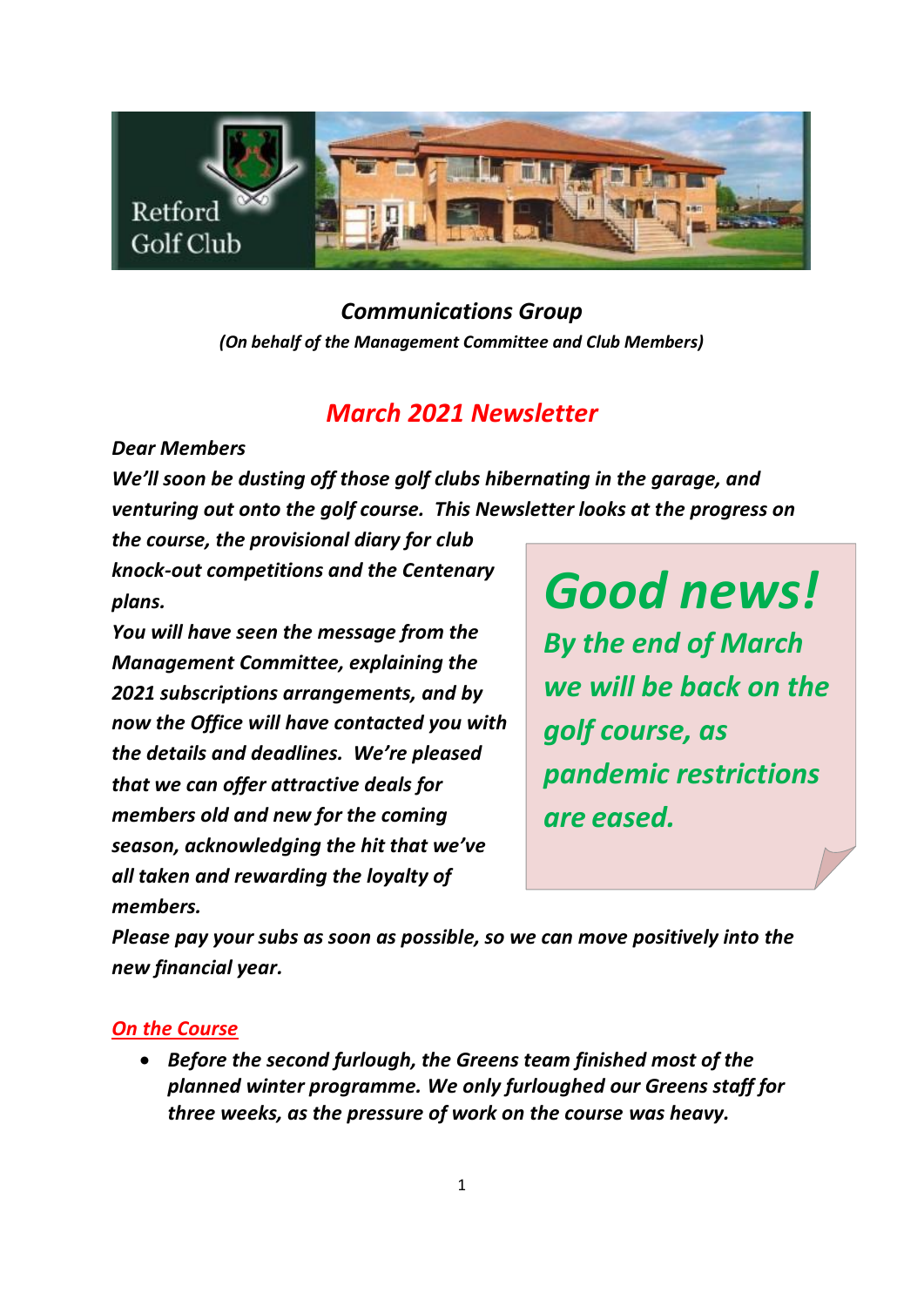Retford Golf Club

## *Communications Group*

***(On behalf of the Management Committee and Club Members)***

# *March 2021 Newsletter*

***Dear Members***

***We'll soon be dusting off those golf clubs hibernating in the garage, and venturing out onto the golf course. This Newsletter looks at the progress on the course, the provisional diary for club knock-out competitions and the Centenary plans.***

***You will have seen the message from the Management Committee, explaining the 2021 subscriptions arrangements, and by now the Office will have contacted you with the details and deadlines. We're pleased that we can offer attractive deals for members old and new for the coming season, acknowledging the hit that we've all taken and rewarding the loyalty of members.***

> ***Good news!***
>
> ***By the end of March we will be back on the golf course, as pandemic restrictions are eased.***

***Please pay your subs as soon as possible, so we can move positively into the new financial year.***

## *On the Course*

- ***Before the second furlough, the Greens team finished most of the planned winter programme. We only furloughed our Greens staff for three weeks, as the pressure of work on the course was heavy.***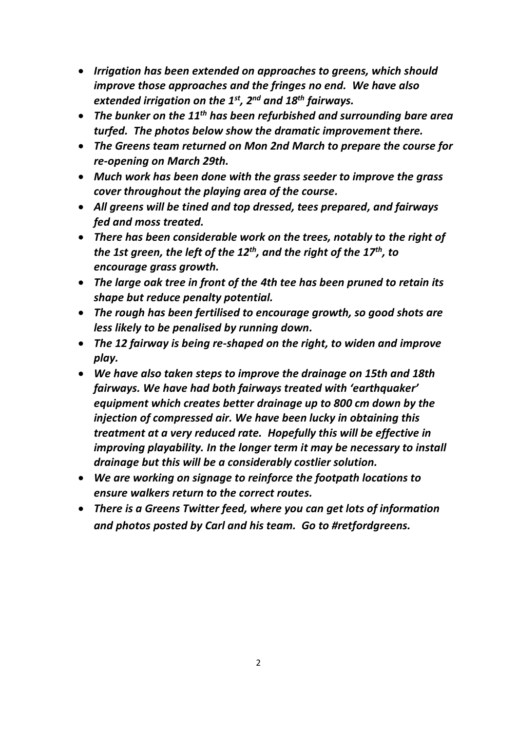- ***Irrigation has been extended on approaches to greens, which should improve those approaches and the fringes no end. We have also extended irrigation on the 1st, 2nd and 18th fairways.***
- ***The bunker on the 11th has been refurbished and surrounding bare area turfed. The photos below show the dramatic improvement there.***
- ***The Greens team returned on Mon 2nd March to prepare the course for re-opening on March 29th.***
- ***Much work has been done with the grass seeder to improve the grass cover throughout the playing area of the course.***
- ***All greens will be tined and top dressed, tees prepared, and fairways fed and moss treated.***
- ***There has been considerable work on the trees, notably to the right of the 1st green, the left of the 12th, and the right of the 17th, to encourage grass growth.***
- ***The large oak tree in front of the 4th tee has been pruned to retain its shape but reduce penalty potential.***
- ***The rough has been fertilised to encourage growth, so good shots are less likely to be penalised by running down.***
- ***The 12 fairway is being re-shaped on the right, to widen and improve play.***
- ***We have also taken steps to improve the drainage on 15th and 18th fairways. We have had both fairways treated with 'earthquaker' equipment which creates better drainage up to 800 cm down by the injection of compressed air. We have been lucky in obtaining this treatment at a very reduced rate. Hopefully this will be effective in improving playability. In the longer term it may be necessary to install drainage but this will be a considerably costlier solution.***
- ***We are working on signage to reinforce the footpath locations to ensure walkers return to the correct routes.***
- ***There is a Greens Twitter feed, where you can get lots of information and photos posted by Carl and his team. Go to #retfordgreens.***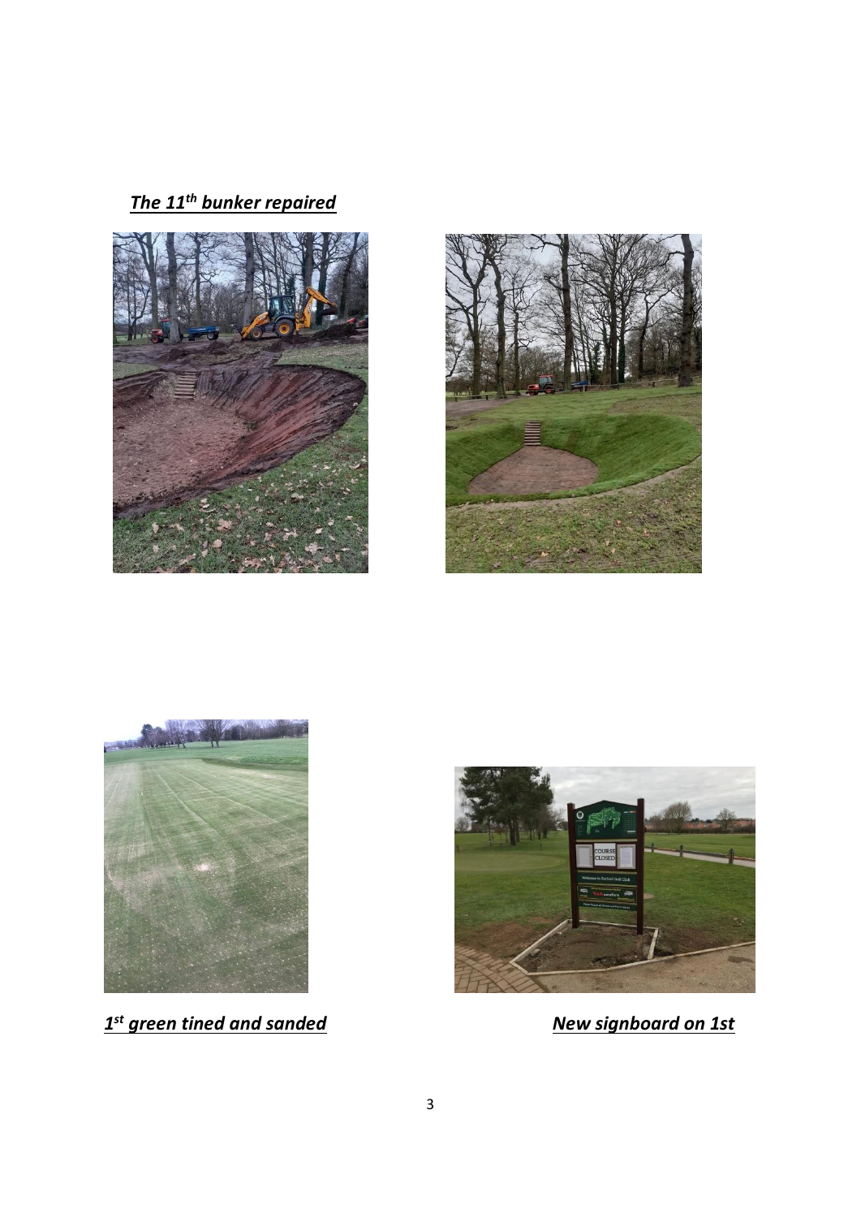***The 11th bunker repaired***

***1st green tined and sanded***

***New signboard on 1st***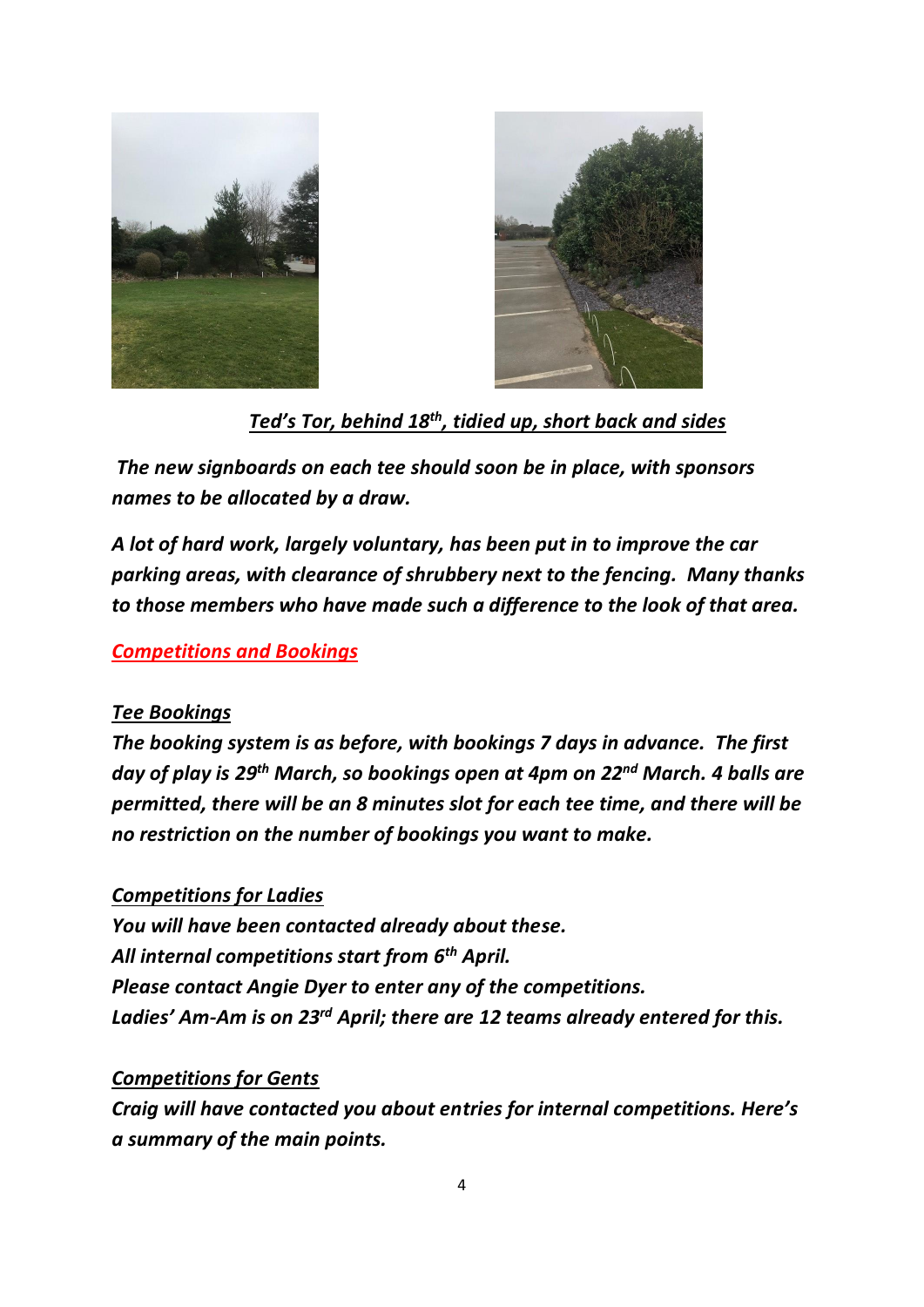***Ted's Tor, behind 18th, tidied up, short back and sides***

***The new signboards on each tee should soon be in place, with sponsors names to be allocated by a draw.***

***A lot of hard work, largely voluntary, has been put in to improve the car parking areas, with clearance of shrubbery next to the fencing. Many thanks to those members who have made such a difference to the look of that area.***

## ***Competitions and Bookings***

### ***Tee Bookings***

***The booking system is as before, with bookings 7 days in advance. The first day of play is 29th March, so bookings open at 4pm on 22nd March. 4 balls are permitted, there will be an 8 minutes slot for each tee time, and there will be no restriction on the number of bookings you want to make.***

### ***Competitions for Ladies***

***You will have been contacted already about these.***
***All internal competitions start from 6th April.***
***Please contact Angie Dyer to enter any of the competitions.***
***Ladies' Am-Am is on 23rd April; there are 12 teams already entered for this.***

### ***Competitions for Gents***

***Craig will have contacted you about entries for internal competitions. Here's a summary of the main points.***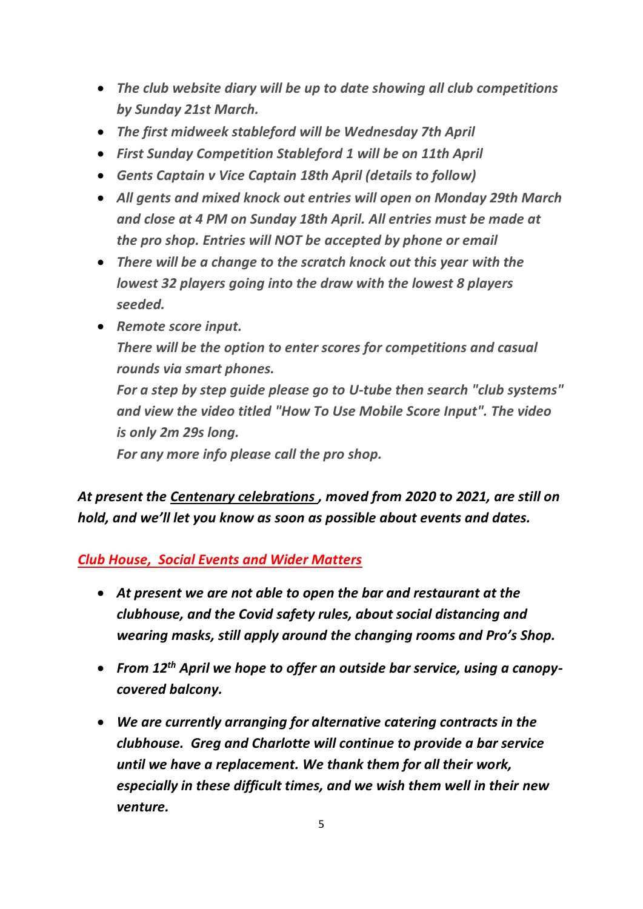- *The club website diary will be up to date showing all club competitions by Sunday 21st March.*
- *The first midweek stableford will be Wednesday 7th April*
- *First Sunday Competition Stableford 1 will be on 11th April*
- *Gents Captain v Vice Captain 18th April (details to follow)*
- *All gents and mixed knock out entries will open on Monday 29th March and close at 4 PM on Sunday 18th April. All entries must be made at the pro shop. Entries will NOT be accepted by phone or email*
- *There will be a change to the scratch knock out this year with the lowest 32 players going into the draw with the lowest 8 players seeded.*
- *Remote score input.*
  *There will be the option to enter scores for competitions and casual rounds via smart phones.*
  *For a step by step guide please go to U-tube then search "club systems" and view the video titled "How To Use Mobile Score Input". The video is only 2m 29s long.*
  *For any more info please call the pro shop.*

***At present the <u>Centenary celebrations</u> , moved from 2020 to 2021, are still on hold, and we'll let you know as soon as possible about events and dates.***

***<u>Club House, Social Events and Wider Matters</u>***

- ***At present we are not able to open the bar and restaurant at the clubhouse, and the Covid safety rules, about social distancing and wearing masks, still apply around the changing rooms and Pro's Shop.***

- ***From 12th April we hope to offer an outside bar service, using a canopy-covered balcony.***

- ***We are currently arranging for alternative catering contracts in the clubhouse. Greg and Charlotte will continue to provide a bar service until we have a replacement. We thank them for all their work, especially in these difficult times, and we wish them well in their new venture.***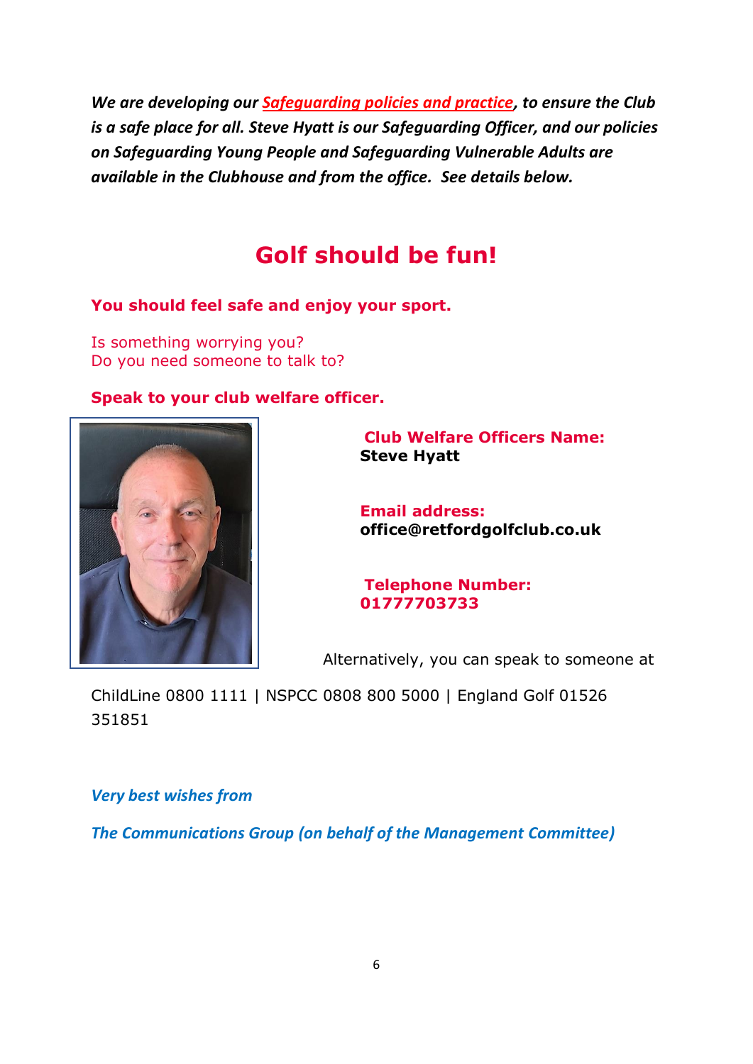***We are developing our Safeguarding policies and practice, to ensure the Club is a safe place for all. Steve Hyatt is our Safeguarding Officer, and our policies on Safeguarding Young People and Safeguarding Vulnerable Adults are available in the Clubhouse and from the office. See details below.***

# Golf should be fun!

**You should feel safe and enjoy your sport.**

Is something worrying you?
Do you need someone to talk to?

**Speak to your club welfare officer.**

**Club Welfare Officers Name:**
**Steve Hyatt**

**Email address:**
**office@retfordgolfclub.co.uk**

**Telephone Number:**
**01777703733**

Alternatively, you can speak to someone at

ChildLine 0800 1111 | NSPCC 0808 800 5000 | England Golf 01526 351851

***Very best wishes from***

***The Communications Group (on behalf of the Management Committee)***